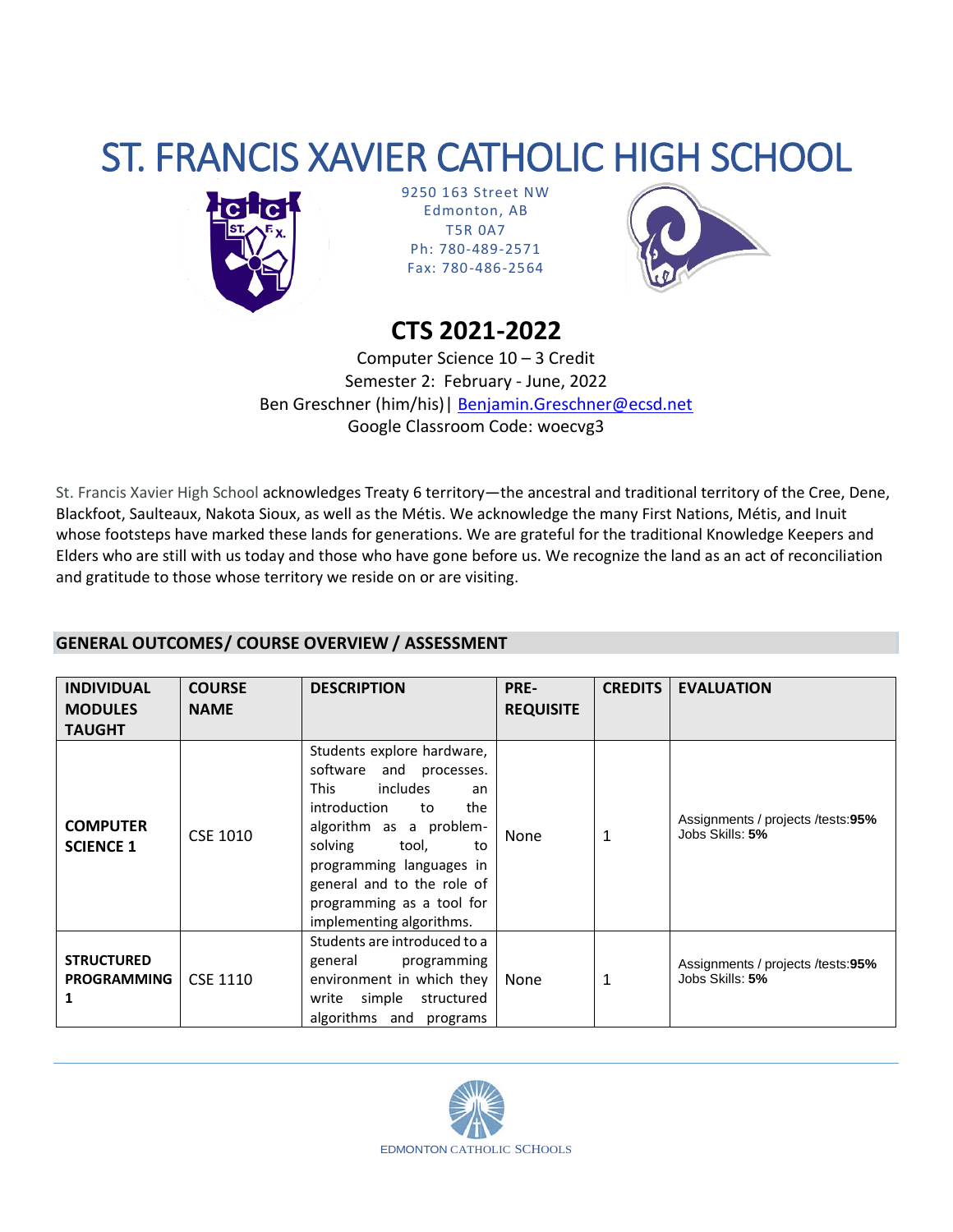# ST. FRANCIS XAVIER CATHOLIC HIGH SCHOOL

9250 163 Street NW
Edmonton, AB
T5R 0A7
Ph: 780-489-2571
Fax: 780-486-2564

## CTS 2021-2022

Computer Science 10 – 3 Credit
Semester 2: February - June, 2022
Ben Greschner (him/his)| Benjamin.Greschner@ecsd.net
Google Classroom Code: woecvg3

St. Francis Xavier High School acknowledges Treaty 6 territory—the ancestral and traditional territory of the Cree, Dene, Blackfoot, Saulteaux, Nakota Sioux, as well as the Métis. We acknowledge the many First Nations, Métis, and Inuit whose footsteps have marked these lands for generations. We are grateful for the traditional Knowledge Keepers and Elders who are still with us today and those who have gone before us. We recognize the land as an act of reconciliation and gratitude to those whose territory we reside on or are visiting.

### GENERAL OUTCOMES/ COURSE OVERVIEW / ASSESSMENT

| INDIVIDUAL MODULES TAUGHT | COURSE NAME | DESCRIPTION | PRE-REQUISITE | CREDITS | EVALUATION |
|---|---|---|---|---|---|
| **COMPUTER SCIENCE 1** | CSE 1010 | Students explore hardware, software and processes. This includes an introduction to the algorithm as a problem-solving tool, to programming languages in general and to the role of programming as a tool for implementing algorithms. | None | 1 | Assignments / projects /tests:**95%** Jobs Skills: **5%** |
| **STRUCTURED PROGRAMMING 1** | CSE 1110 | Students are introduced to a general programming environment in which they write simple structured algorithms and programs | None | 1 | Assignments / projects /tests:**95%** Jobs Skills: **5%** |

EDMONTON CATHOLIC SCHOOLS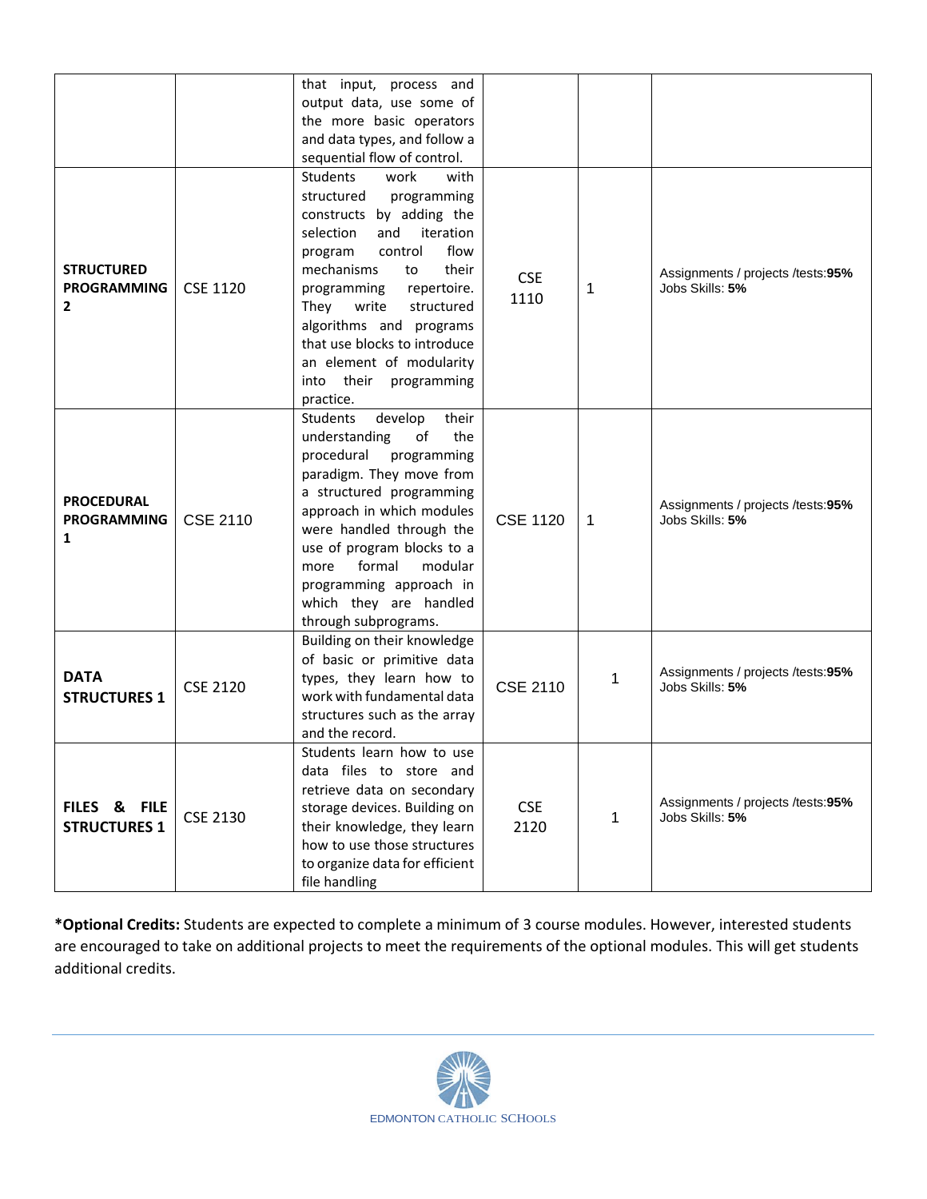| | | | | | |
|---|---|---|---|---|---|
| | | that input, process and output data, use some of the more basic operators and data types, and follow a sequential flow of control. | | | |
| **STRUCTURED PROGRAMMING 2** | CSE 1120 | Students work with structured programming constructs by adding the selection and iteration program control flow mechanisms to their programming repertoire. They write structured algorithms and programs that use blocks to introduce an element of modularity into their programming practice. | CSE 1110 | 1 | Assignments / projects /tests:**95%** Jobs Skills: **5%** |
| **PROCEDURAL PROGRAMMING 1** | CSE 2110 | Students develop their understanding of the procedural programming paradigm. They move from a structured programming approach in which modules were handled through the use of program blocks to a more formal modular programming approach in which they are handled through subprograms. | CSE 1120 | 1 | Assignments / projects /tests:**95%** Jobs Skills: **5%** |
| **DATA STRUCTURES 1** | CSE 2120 | Building on their knowledge of basic or primitive data types, they learn how to work with fundamental data structures such as the array and the record. | CSE 2110 | 1 | Assignments / projects /tests:**95%** Jobs Skills: **5%** |
| **FILES & FILE STRUCTURES 1** | CSE 2130 | Students learn how to use data files to store and retrieve data on secondary storage devices. Building on their knowledge, they learn how to use those structures to organize data for efficient file handling | CSE 2120 | 1 | Assignments / projects /tests:**95%** Jobs Skills: **5%** |

***Optional Credits:** Students are expected to complete a minimum of 3 course modules. However, interested students are encouraged to take on additional projects to meet the requirements of the optional modules. This will get students additional credits.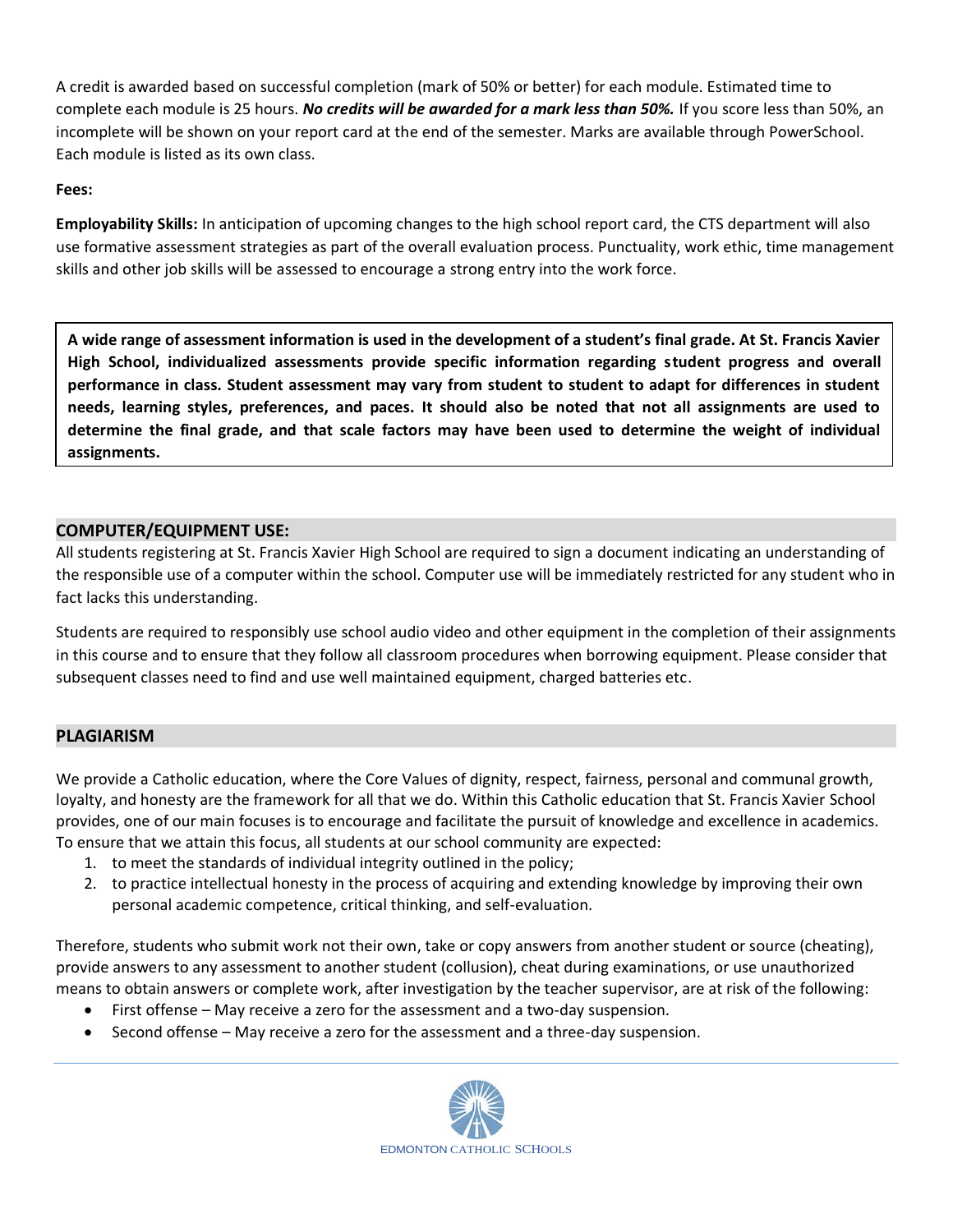A credit is awarded based on successful completion (mark of 50% or better) for each module. Estimated time to complete each module is 25 hours. ***No credits will be awarded for a mark less than 50%.*** If you score less than 50%, an incomplete will be shown on your report card at the end of the semester. Marks are available through PowerSchool. Each module is listed as its own class.

**Fees:**

**Employability Skills:** In anticipation of upcoming changes to the high school report card, the CTS department will also use formative assessment strategies as part of the overall evaluation process. Punctuality, work ethic, time management skills and other job skills will be assessed to encourage a strong entry into the work force.

**A wide range of assessment information is used in the development of a student's final grade. At St. Francis Xavier High School, individualized assessments provide specific information regarding student progress and overall performance in class. Student assessment may vary from student to student to adapt for differences in student needs, learning styles, preferences, and paces. It should also be noted that not all assignments are used to determine the final grade, and that scale factors may have been used to determine the weight of individual assignments.**

## COMPUTER/EQUIPMENT USE:

All students registering at St. Francis Xavier High School are required to sign a document indicating an understanding of the responsible use of a computer within the school. Computer use will be immediately restricted for any student who in fact lacks this understanding.

Students are required to responsibly use school audio video and other equipment in the completion of their assignments in this course and to ensure that they follow all classroom procedures when borrowing equipment. Please consider that subsequent classes need to find and use well maintained equipment, charged batteries etc.

## PLAGIARISM

We provide a Catholic education, where the Core Values of dignity, respect, fairness, personal and communal growth, loyalty, and honesty are the framework for all that we do. Within this Catholic education that St. Francis Xavier School provides, one of our main focuses is to encourage and facilitate the pursuit of knowledge and excellence in academics. To ensure that we attain this focus, all students at our school community are expected:

1. to meet the standards of individual integrity outlined in the policy;
2. to practice intellectual honesty in the process of acquiring and extending knowledge by improving their own personal academic competence, critical thinking, and self-evaluation.

Therefore, students who submit work not their own, take or copy answers from another student or source (cheating), provide answers to any assessment to another student (collusion), cheat during examinations, or use unauthorized means to obtain answers or complete work, after investigation by the teacher supervisor, are at risk of the following:

- First offense – May receive a zero for the assessment and a two-day suspension.
- Second offense – May receive a zero for the assessment and a three-day suspension.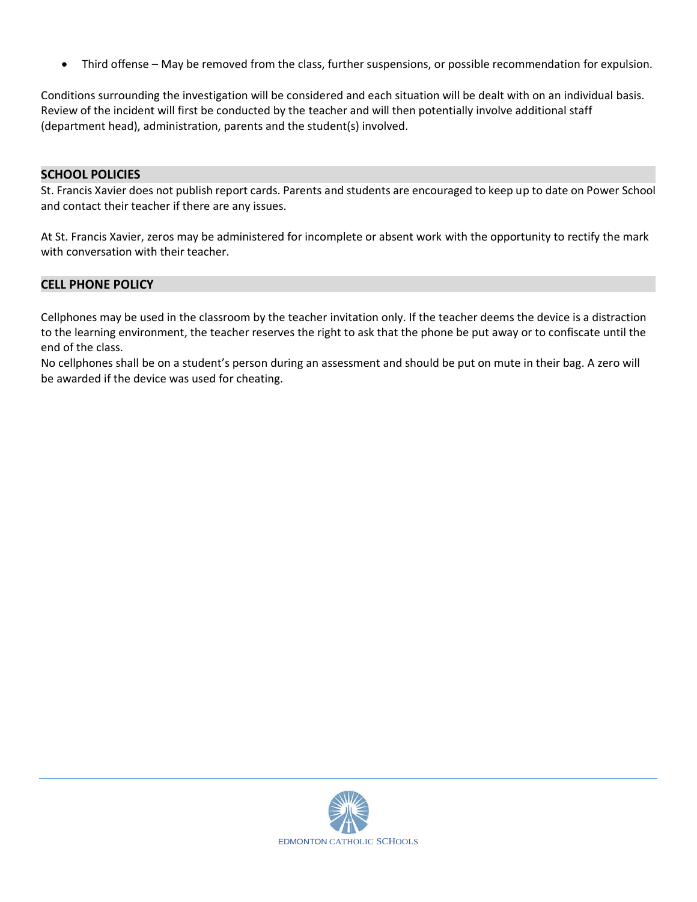- Third offense – May be removed from the class, further suspensions, or possible recommendation for expulsion.

Conditions surrounding the investigation will be considered and each situation will be dealt with on an individual basis. Review of the incident will first be conducted by the teacher and will then potentially involve additional staff (department head), administration, parents and the student(s) involved.

## SCHOOL POLICIES

St. Francis Xavier does not publish report cards. Parents and students are encouraged to keep up to date on Power School and contact their teacher if there are any issues.

At St. Francis Xavier, zeros may be administered for incomplete or absent work with the opportunity to rectify the mark with conversation with their teacher.

## CELL PHONE POLICY

Cellphones may be used in the classroom by the teacher invitation only. If the teacher deems the device is a distraction to the learning environment, the teacher reserves the right to ask that the phone be put away or to confiscate until the end of the class.
No cellphones shall be on a student's person during an assessment and should be put on mute in their bag. A zero will be awarded if the device was used for cheating.